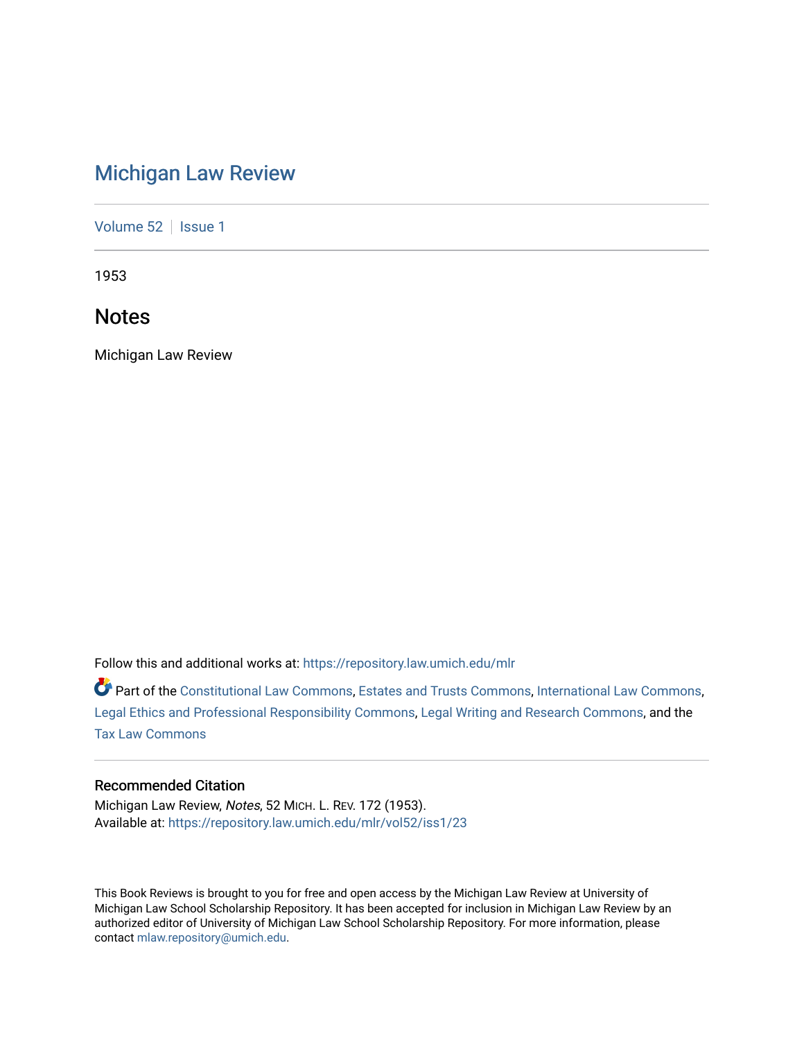# Michigan Law Review

Volume 52 | Issue 1

1953

## Notes

Michigan Law Review

Follow this and additional works at: https://repository.law.umich.edu/mlr

Part of the Constitutional Law Commons, Estates and Trusts Commons, International Law Commons, Legal Ethics and Professional Responsibility Commons, Legal Writing and Research Commons, and the Tax Law Commons

### Recommended Citation

Michigan Law Review, *Notes*, 52 MICH. L. REV. 172 (1953).
Available at: https://repository.law.umich.edu/mlr/vol52/iss1/23

This Book Reviews is brought to you for free and open access by the Michigan Law Review at University of Michigan Law School Scholarship Repository. It has been accepted for inclusion in Michigan Law Review by an authorized editor of University of Michigan Law School Scholarship Repository. For more information, please contact mlaw.repository@umich.edu.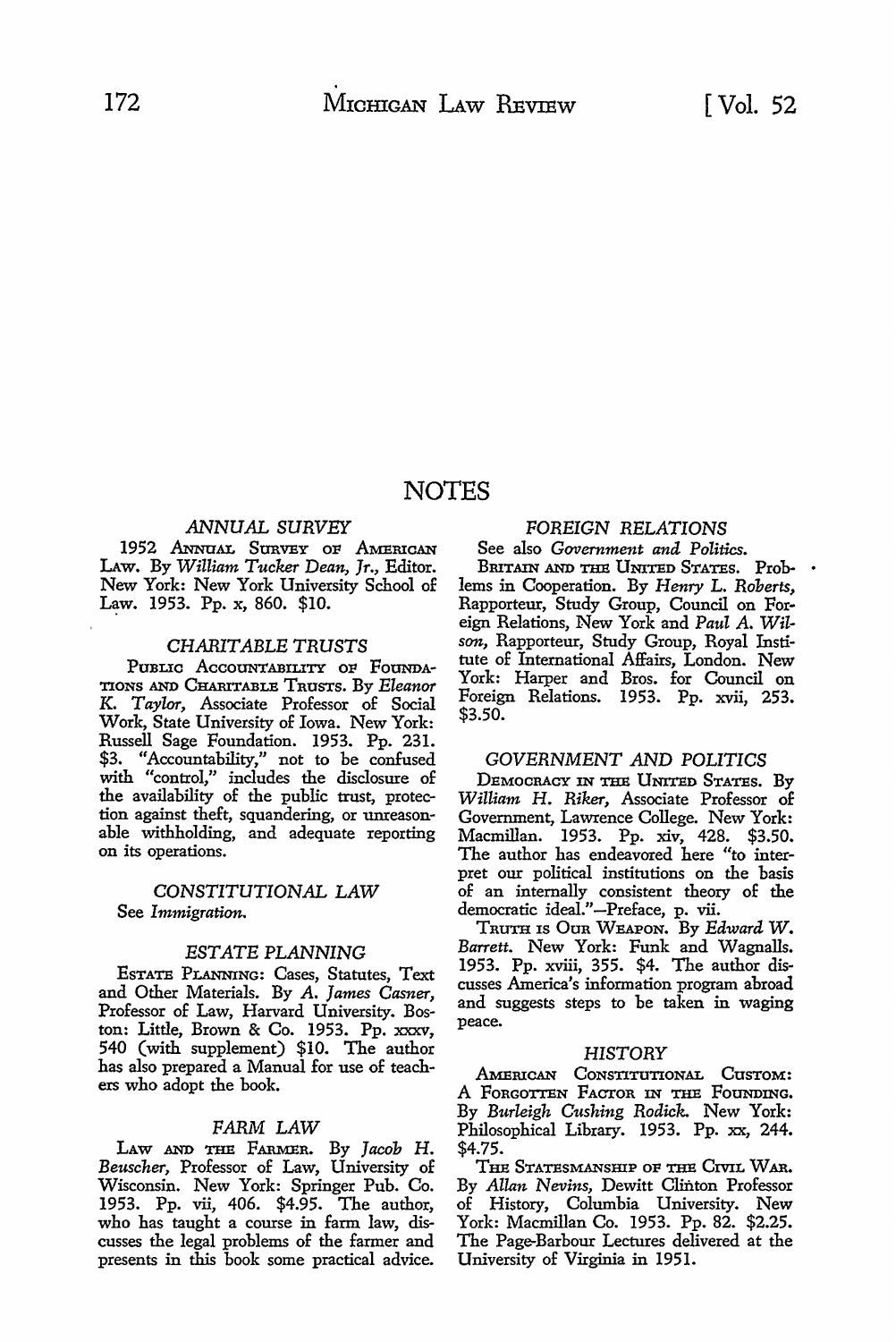# NOTES

### *ANNUAL SURVEY*

1952 ANNUAL SURVEY OF AMERICAN LAW. By *William Tucker Dean, Jr.*, Editor. New York: New York University School of Law. 1953. Pp. x, 860. $10.

### *CHARITABLE TRUSTS*

PUBLIC ACCOUNTABILITY OF FOUNDATIONS AND CHARITABLE TRUSTS. By *Eleanor K. Taylor*, Associate Professor of Social Work, State University of Iowa. New York: Russell Sage Foundation. 1953. Pp. 231. $3. "Accountability," not to be confused with "control," includes the disclosure of the availability of the public trust, protection against theft, squandering, or unreasonable withholding, and adequate reporting on its operations.

### *CONSTITUTIONAL LAW*

See *Immigration.*

### *ESTATE PLANNING*

ESTATE PLANNING: Cases, Statutes, Text and Other Materials. By *A. James Casner*, Professor of Law, Harvard University. Boston: Little, Brown & Co. 1953. Pp. xxxv, 540 (with supplement) $10. The author has also prepared a Manual for use of teachers who adopt the book.

### *FARM LAW*

LAW AND THE FARMER. By *Jacob H. Beuscher*, Professor of Law, University of Wisconsin. New York: Springer Pub. Co. 1953. Pp. vii, 406. $4.95. The author, who has taught a course in farm law, discusses the legal problems of the farmer and presents in this book some practical advice.

### *FOREIGN RELATIONS*

See also *Government and Politics.*

BRITAIN AND THE UNITED STATES. Problems in Cooperation. By *Henry L. Roberts*, Rapporteur, Study Group, Council on Foreign Relations, New York and *Paul A. Wilson*, Rapporteur, Study Group, Royal Institute of International Affairs, London. New York: Harper and Bros. for Council on Foreign Relations. 1953. Pp. xvii, 253. $3.50.

### *GOVERNMENT AND POLITICS*

DEMOCRACY IN THE UNITED STATES. By *William H. Riker*, Associate Professor of Government, Lawrence College. New York: Macmillan. 1953. Pp. xiv, 428. $3.50. The author has endeavored here "to interpret our political institutions on the basis of an internally consistent theory of the democratic ideal."—Preface, p. vii.

TRUTH IS OUR WEAPON. By *Edward W. Barrett*. New York: Funk and Wagnalls. 1953. Pp. xviii, 355. $4. The author discusses America's information program abroad and suggests steps to be taken in waging peace.

### *HISTORY*

AMERICAN CONSTITUTIONAL CUSTOM: A FORGOTTEN FACTOR IN THE FOUNDING. By *Burleigh Cushing Rodick*. New York: Philosophical Library. 1953. Pp. xx, 244. $4.75.

THE STATESMANSHIP OF THE CIVIL WAR. By *Allan Nevins*, Dewitt Clinton Professor of History, Columbia University. New York: Macmillan Co. 1953. Pp. 82. $2.25. The Page-Barbour Lectures delivered at the University of Virginia in 1951.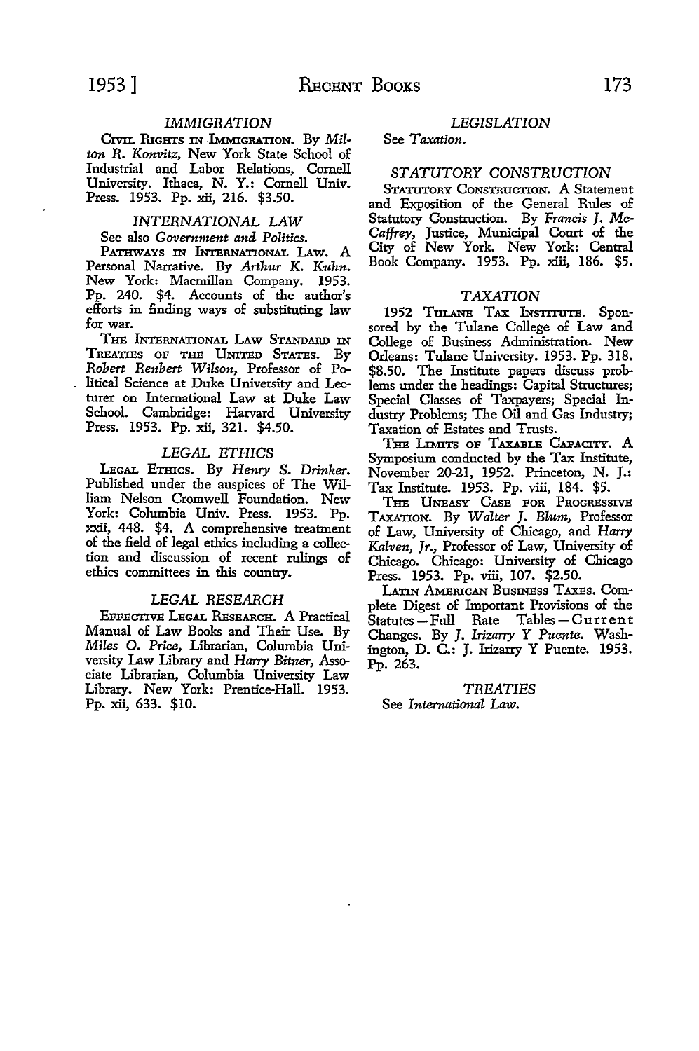### IMMIGRATION

CIVIL RIGHTS IN IMMIGRATION. By *Milton R. Konvitz*, New York State School of Industrial and Labor Relations, Cornell University. Ithaca, N. Y.: Cornell Univ. Press. 1953. Pp. xii, 216. $3.50.

### INTERNATIONAL LAW

See also *Government and Politics.*

PATHWAYS IN INTERNATIONAL LAW. A Personal Narrative. By *Arthur K. Kuhn*. New York: Macmillan Company. 1953. Pp. 240. $4. Accounts of the author's efforts in finding ways of substituting law for war.

THE INTERNATIONAL LAW STANDARD IN TREATIES OF THE UNITED STATES. By *Robert Renbert Wilson*, Professor of Political Science at Duke University and Lecturer on International Law at Duke Law School. Cambridge: Harvard University Press. 1953. Pp. xii, 321. $4.50.

### LEGAL ETHICS

LEGAL ETHICS. By *Henry S. Drinker*. Published under the auspices of The William Nelson Cromwell Foundation. New York: Columbia Univ. Press. 1953. Pp. xxii, 448. $4. A comprehensive treatment of the field of legal ethics including a collection and discussion of recent rulings of ethics committees in this country.

### LEGAL RESEARCH

EFFECTIVE LEGAL RESEARCH. A Practical Manual of Law Books and Their Use. By *Miles O. Price*, Librarian, Columbia University Law Library and *Harry Bitner*, Associate Librarian, Columbia University Law Library. New York: Prentice-Hall. 1953. Pp. xii, 633. $10.

### LEGISLATION

See *Taxation.*

### STATUTORY CONSTRUCTION

STATUTORY CONSTRUCTION. A Statement and Exposition of the General Rules of Statutory Construction. By *Francis J. McCaffrey*, Justice, Municipal Court of the City of New York. New York: Central Book Company. 1953. Pp. xiii, 186. $5.

### TAXATION

1952 TULANE TAX INSTITUTE. Sponsored by the Tulane College of Law and College of Business Administration. New Orleans: Tulane University. 1953. Pp. 318. $8.50. The Institute papers discuss problems under the headings: Capital Structures; Special Classes of Taxpayers; Special Industry Problems; The Oil and Gas Industry; Taxation of Estates and Trusts.

THE LIMITS OF TAXABLE CAPACITY. A Symposium conducted by the Tax Institute, November 20-21, 1952. Princeton, N. J.: Tax Institute. 1953. Pp. viii, 184. $5.

THE UNEASY CASE FOR PROGRESSIVE TAXATION. By *Walter J. Blum*, Professor of Law, University of Chicago, and *Harry Kalven, Jr.*, Professor of Law, University of Chicago. Chicago: University of Chicago Press. 1953. Pp. viii, 107. $2.50.

LATIN AMERICAN BUSINESS TAXES. Complete Digest of Important Provisions of the Statutes — Full Rate Tables — Current Changes. By *J. Irizarry Y Puente*. Washington, D. C.: J. Irizarry Y Puente. 1953. Pp. 263.

### TREATIES

See *International Law.*